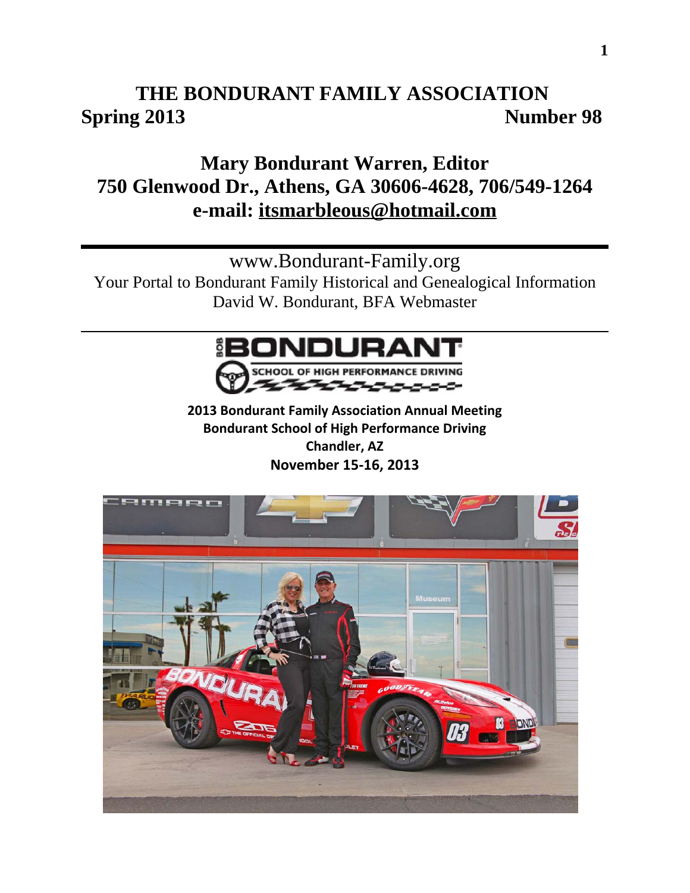# THE BONDURANT FAMILY ASSOCIATION

**Spring 2013** **Number 98**

## Mary Bondurant Warren, Editor
## 750 Glenwood Dr., Athens, GA 30606-4628, 706/549-1264
## e-mail: itsmarbleous@hotmail.com

---

www.Bondurant-Family.org

Your Portal to Bondurant Family Historical and Genealogical Information

David W. Bondurant, BFA Webmaster

---

**2013 Bondurant Family Association Annual Meeting**
**Bondurant School of High Performance Driving**
**Chandler, AZ**
**November 15-16, 2013**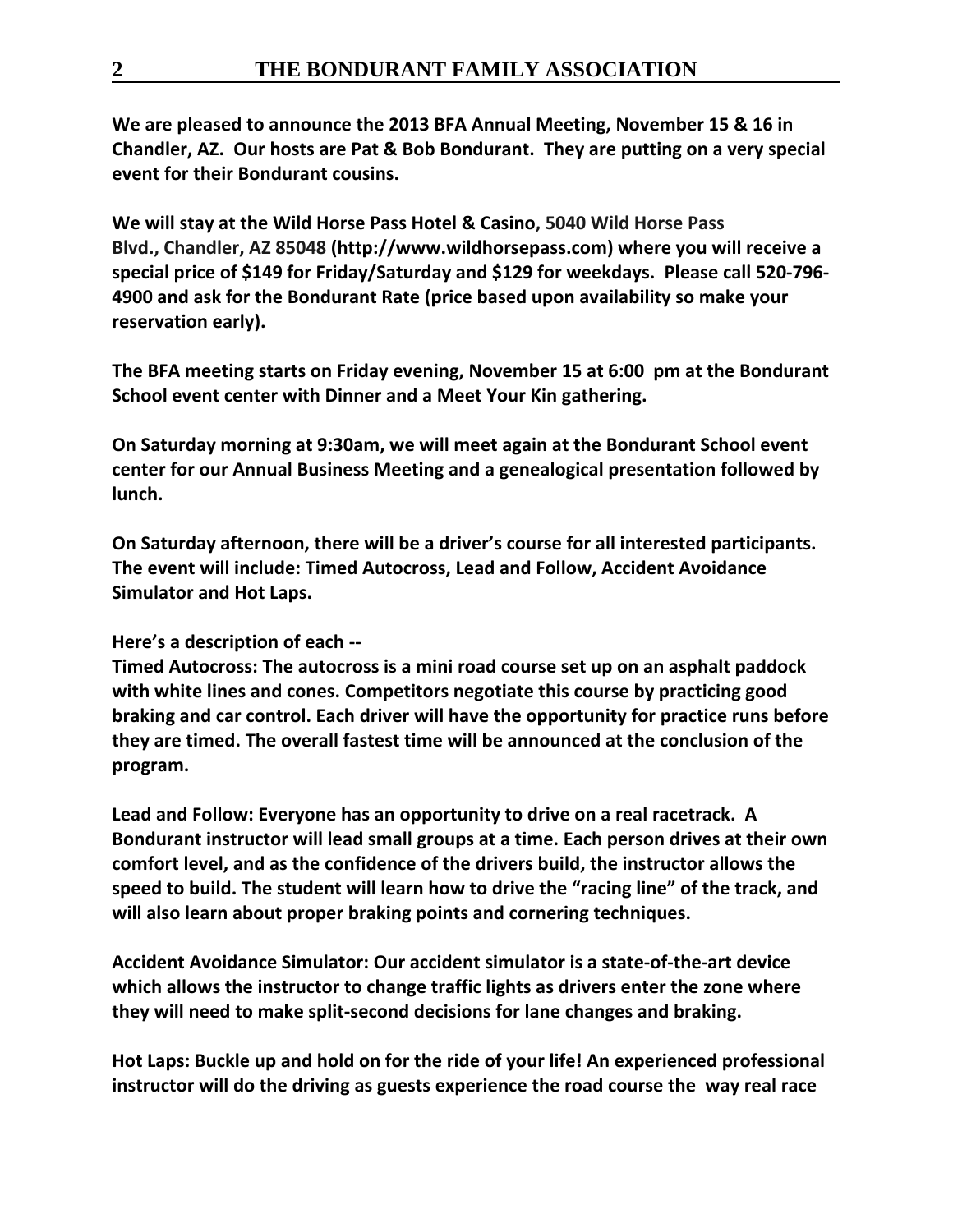**We are pleased to announce the 2013 BFA Annual Meeting, November 15 & 16 in Chandler, AZ. Our hosts are Pat & Bob Bondurant. They are putting on a very special event for their Bondurant cousins.**

**We will stay at the Wild Horse Pass Hotel & Casino, 5040 Wild Horse Pass Blvd., Chandler, AZ 85048 (http://www.wildhorsepass.com) where you will receive a special price of $149 for Friday/Saturday and $129 for weekdays. Please call 520-796-4900 and ask for the Bondurant Rate (price based upon availability so make your reservation early).**

**The BFA meeting starts on Friday evening, November 15 at 6:00 pm at the Bondurant School event center with Dinner and a Meet Your Kin gathering.**

**On Saturday morning at 9:30am, we will meet again at the Bondurant School event center for our Annual Business Meeting and a genealogical presentation followed by lunch.**

**On Saturday afternoon, there will be a driver's course for all interested participants. The event will include: Timed Autocross, Lead and Follow, Accident Avoidance Simulator and Hot Laps.**

**Here's a description of each --**
**Timed Autocross: The autocross is a mini road course set up on an asphalt paddock with white lines and cones. Competitors negotiate this course by practicing good braking and car control. Each driver will have the opportunity for practice runs before they are timed. The overall fastest time will be announced at the conclusion of the program.**

**Lead and Follow: Everyone has an opportunity to drive on a real racetrack. A Bondurant instructor will lead small groups at a time. Each person drives at their own comfort level, and as the confidence of the drivers build, the instructor allows the speed to build. The student will learn how to drive the "racing line" of the track, and will also learn about proper braking points and cornering techniques.**

**Accident Avoidance Simulator: Our accident simulator is a state-of-the-art device which allows the instructor to change traffic lights as drivers enter the zone where they will need to make split-second decisions for lane changes and braking.**

**Hot Laps: Buckle up and hold on for the ride of your life! An experienced professional instructor will do the driving as guests experience the road course the way real race**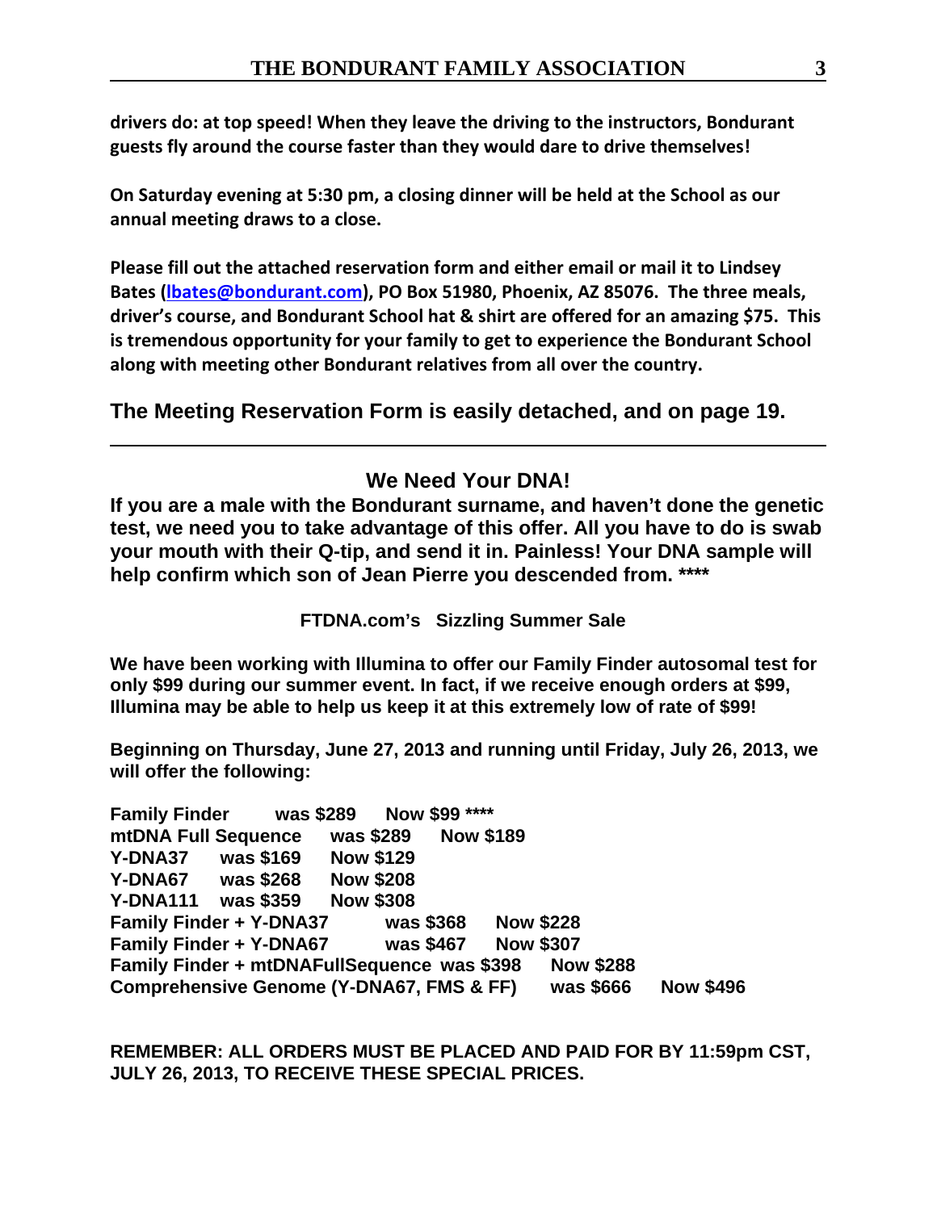**drivers do: at top speed! When they leave the driving to the instructors, Bondurant guests fly around the course faster than they would dare to drive themselves!**

**On Saturday evening at 5:30 pm, a closing dinner will be held at the School as our annual meeting draws to a close.**

**Please fill out the attached reservation form and either email or mail it to Lindsey Bates ([lbates@bondurant.com](mailto:lbates@bondurant.com)), PO Box 51980, Phoenix, AZ 85076. The three meals, driver's course, and Bondurant School hat & shirt are offered for an amazing $75. This is tremendous opportunity for your family to get to experience the Bondurant School along with meeting other Bondurant relatives from all over the country.**

**The Meeting Reservation Form is easily detached, and on page 19.**

---

## We Need Your DNA!

**If you are a male with the Bondurant surname, and haven't done the genetic test, we need you to take advantage of this offer. All you have to do is swab your mouth with their Q-tip, and send it in. Painless! Your DNA sample will help confirm which son of Jean Pierre you descended from. \*\*\*\***

**FTDNA.com's Sizzling Summer Sale**

**We have been working with Illumina to offer our Family Finder autosomal test for only $99 during our summer event. In fact, if we receive enough orders at $99, Illumina may be able to help us keep it at this extremely low of rate of $99!**

**Beginning on Thursday, June 27, 2013 and running until Friday, July 26, 2013, we will offer the following:**

| | | |
|---|---|---|
| **Family Finder** | **was $289** | **Now $99 \*\*\*\*** |
| **mtDNA Full Sequence** | **was $289** | **Now $189** |
| **Y-DNA37** | **was $169** | **Now $129** |
| **Y-DNA67** | **was $268** | **Now $208** |
| **Y-DNA111** | **was $359** | **Now $308** |
| **Family Finder + Y-DNA37** | **was $368** | **Now $228** |
| **Family Finder + Y-DNA67** | **was $467** | **Now $307** |
| **Family Finder + mtDNAFullSequence** | **was $398** | **Now $288** |
| **Comprehensive Genome (Y-DNA67, FMS & FF)** | **was $666** | **Now $496** |

**REMEMBER: ALL ORDERS MUST BE PLACED AND PAID FOR BY 11:59pm CST, JULY 26, 2013, TO RECEIVE THESE SPECIAL PRICES.**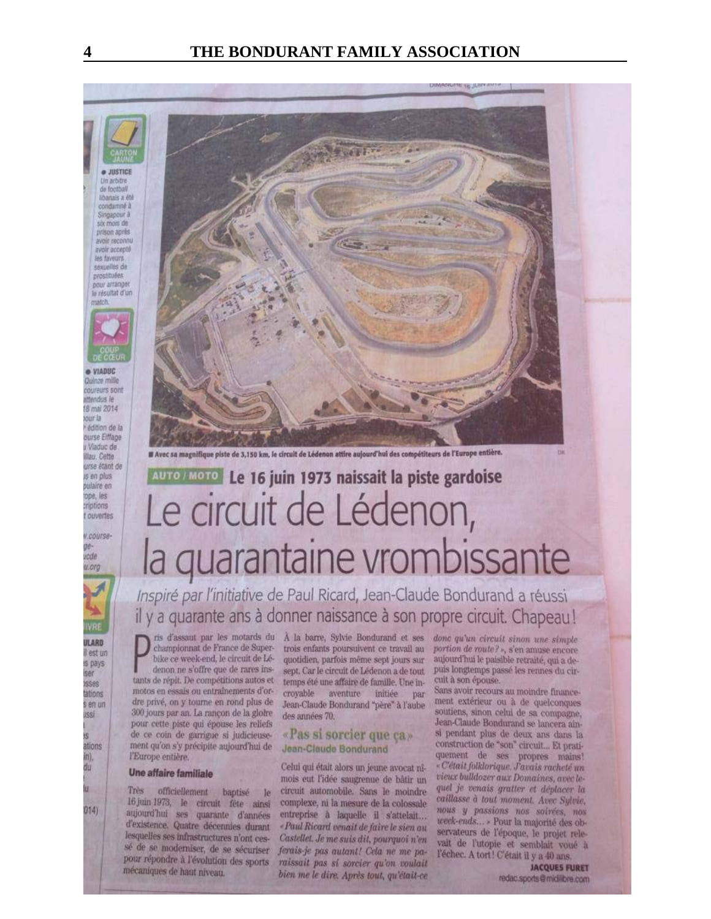■ Avec sa magnifique piste de 3,150 km, le circuit de Lédenon attire aujourd'hui des compétiteurs de l'Europe entière.

**AUTO / MOTO** Le 16 juin 1973 naissait la piste gardoise

# Le circuit de Lédenon, la quarantaine vrombissante

*Inspiré par l'initiative de Paul Ricard, Jean-Claude Bondurand a réussi il y a quarante ans à donner naissance à son propre circuit. Chapeau !*

Pris d'assaut par les motards du championnat de France de Superbike ce week-end, le circuit de Lédenon ne s'offre que de rares instants de répit. De compétitions autos et motos en essais ou entraînements d'ordre privé, on y tourne en rond plus de 300 jours par an. La rançon de la gloire pour cette piste qui épouse les reliefs de ce coin de garrigue si judicieusement qu'on s'y précipite aujourd'hui de l'Europe entière.

### Une affaire familiale

Très officiellement baptisé le 16 juin 1973, le circuit fête ainsi aujourd'hui ses quarante d'années d'existence. Quatre décennies durant lesquelles ses infrastructures n'ont cessé de se moderniser, de se sécuriser pour répondre à l'évolution des sports mécaniques de haut niveau.

À la barre, Sylvie Bondurand et ses trois enfants poursuivent ce travail au quotidien, parfois même sept jours sur sept. Car le circuit de Lédenon a de tout temps été une affaire de famille. Une incroyable aventure initiée par Jean-Claude Bondurand "père" à l'aube des années 70.

### « Pas si sorcier que ça » Jean-Claude Bondurand

Celui qui était alors un jeune avocat nîmois eut l'idée saugrenue de bâtir un circuit automobile. Sans le moindre complexe, ni la mesure de la colossale entreprise à laquelle il s'attelait… *« Paul Ricard venait de faire le sien au Castellet. Je me suis dit, pourquoi n'en ferais-je pas autant ! Cela ne me paraissait pas si sorcier qu'on voulait bien me le dire. Après tout, qu'était-ce donc qu'un circuit sinon une simple portion de route ? »*, s'en amuse encore aujourd'hui le paisible retraité, qui a depuis longtemps passé les rennes du circuit à son épouse.

Sans avoir recours au moindre financement extérieur ou à de quelconques soutiens, sinon celui de sa compagne, Jean-Claude Bondurand se lancera ainsi pendant plus de deux ans dans la construction de "son" circuit… Et pratiquement de ses propres mains ! *« C'était folklorique. J'avais racheté un vieux bulldozer aux Domaines, avec lequel je venais gratter et déplacer la caillasse à tout moment. Avec Sylvie, nous y passions nos soirées, nos week-ends… »* Pour la majorité des observateurs de l'époque, le projet relevait de l'utopie et semblait voué à l'échec. A tort ! C'était il y a 40 ans.

**JACQUES FURET**
redac.sports@midilibre.com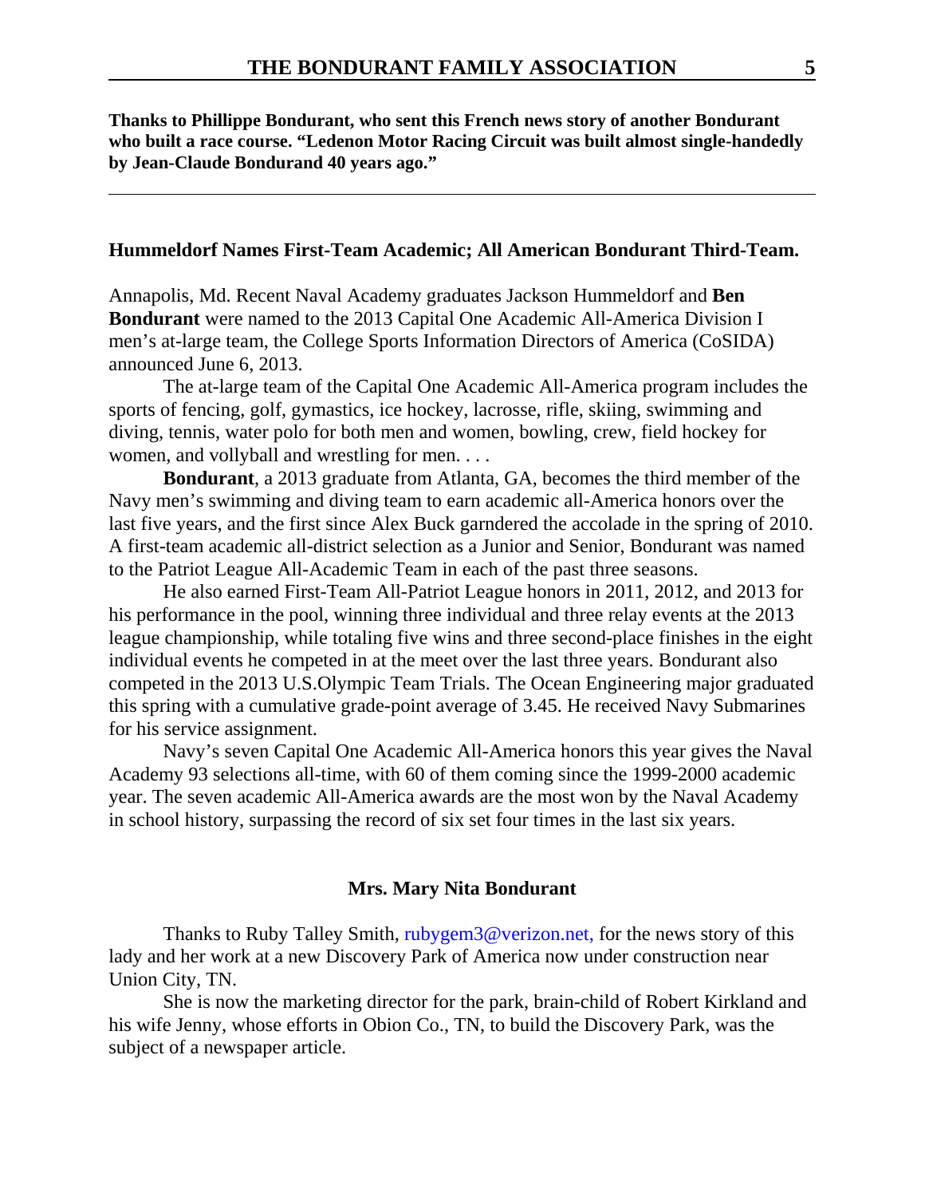**Thanks to Phillippe Bondurant, who sent this French news story of another Bondurant who built a race course. "Ledenon Motor Racing Circuit was built almost single-handedly by Jean-Claude Bondurand 40 years ago."**

---

**Hummeldorf Names First-Team Academic; All American Bondurant Third-Team.**

Annapolis, Md. Recent Naval Academy graduates Jackson Hummeldorf and **Ben Bondurant** were named to the 2013 Capital One Academic All-America Division I men's at-large team, the College Sports Information Directors of America (CoSIDA) announced June 6, 2013.

The at-large team of the Capital One Academic All-America program includes the sports of fencing, golf, gymastics, ice hockey, lacrosse, rifle, skiing, swimming and diving, tennis, water polo for both men and women, bowling, crew, field hockey for women, and vollyball and wrestling for men. . . .

**Bondurant**, a 2013 graduate from Atlanta, GA, becomes the third member of the Navy men's swimming and diving team to earn academic all-America honors over the last five years, and the first since Alex Buck garndered the accolade in the spring of 2010. A first-team academic all-district selection as a Junior and Senior, Bondurant was named to the Patriot League All-Academic Team in each of the past three seasons.

He also earned First-Team All-Patriot League honors in 2011, 2012, and 2013 for his performance in the pool, winning three individual and three relay events at the 2013 league championship, while totaling five wins and three second-place finishes in the eight individual events he competed in at the meet over the last three years. Bondurant also competed in the 2013 U.S.Olympic Team Trials. The Ocean Engineering major graduated this spring with a cumulative grade-point average of 3.45. He received Navy Submarines for his service assignment.

Navy's seven Capital One Academic All-America honors this year gives the Naval Academy 93 selections all-time, with 60 of them coming since the 1999-2000 academic year. The seven academic All-America awards are the most won by the Naval Academy in school history, surpassing the record of six set four times in the last six years.

**Mrs. Mary Nita Bondurant**

Thanks to Ruby Talley Smith, rubygem3@verizon.net, for the news story of this lady and her work at a new Discovery Park of America now under construction near Union City, TN.

She is now the marketing director for the park, brain-child of Robert Kirkland and his wife Jenny, whose efforts in Obion Co., TN, to build the Discovery Park, was the subject of a newspaper article.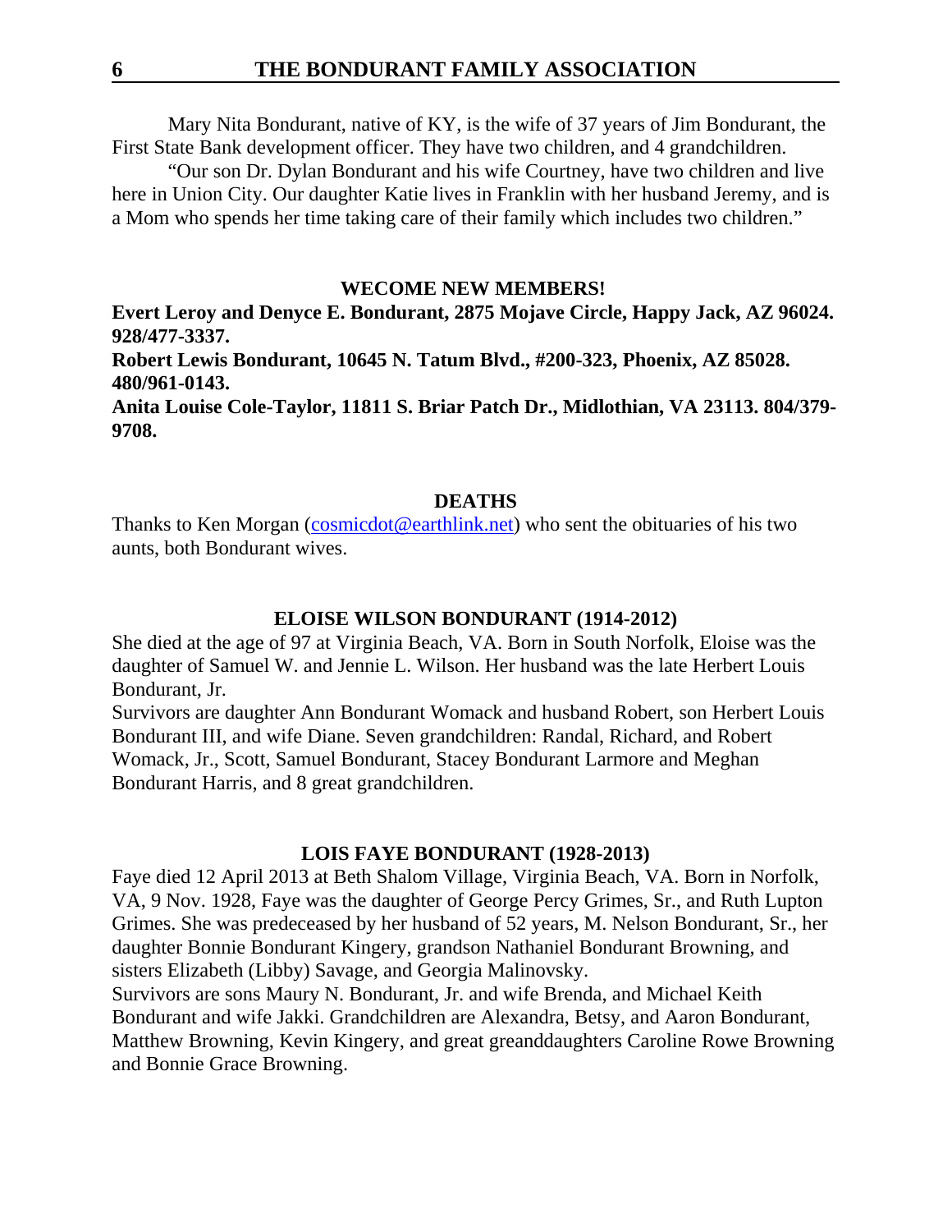Mary Nita Bondurant, native of KY, is the wife of 37 years of Jim Bondurant, the First State Bank development officer. They have two children, and 4 grandchildren.

"Our son Dr. Dylan Bondurant and his wife Courtney, have two children and live here in Union City. Our daughter Katie lives in Franklin with her husband Jeremy, and is a Mom who spends her time taking care of their family which includes two children."

## WECOME NEW MEMBERS!

**Evert Leroy and Denyce E. Bondurant, 2875 Mojave Circle, Happy Jack, AZ 96024. 928/477-3337.**

**Robert Lewis Bondurant, 10645 N. Tatum Blvd., #200-323, Phoenix, AZ 85028. 480/961-0143.**

**Anita Louise Cole-Taylor, 11811 S. Briar Patch Dr., Midlothian, VA 23113. 804/379-9708.**

## DEATHS

Thanks to Ken Morgan (cosmicdot@earthlink.net) who sent the obituaries of his two aunts, both Bondurant wives.

### ELOISE WILSON BONDURANT (1914-2012)

She died at the age of 97 at Virginia Beach, VA. Born in South Norfolk, Eloise was the daughter of Samuel W. and Jennie L. Wilson. Her husband was the late Herbert Louis Bondurant, Jr.

Survivors are daughter Ann Bondurant Womack and husband Robert, son Herbert Louis Bondurant III, and wife Diane. Seven grandchildren: Randal, Richard, and Robert Womack, Jr., Scott, Samuel Bondurant, Stacey Bondurant Larmore and Meghan Bondurant Harris, and 8 great grandchildren.

### LOIS FAYE BONDURANT (1928-2013)

Faye died 12 April 2013 at Beth Shalom Village, Virginia Beach, VA. Born in Norfolk, VA, 9 Nov. 1928, Faye was the daughter of George Percy Grimes, Sr., and Ruth Lupton Grimes. She was predeceased by her husband of 52 years, M. Nelson Bondurant, Sr., her daughter Bonnie Bondurant Kingery, grandson Nathaniel Bondurant Browning, and sisters Elizabeth (Libby) Savage, and Georgia Malinovsky.

Survivors are sons Maury N. Bondurant, Jr. and wife Brenda, and Michael Keith Bondurant and wife Jakki. Grandchildren are Alexandra, Betsy, and Aaron Bondurant, Matthew Browning, Kevin Kingery, and great greanddaughters Caroline Rowe Browning and Bonnie Grace Browning.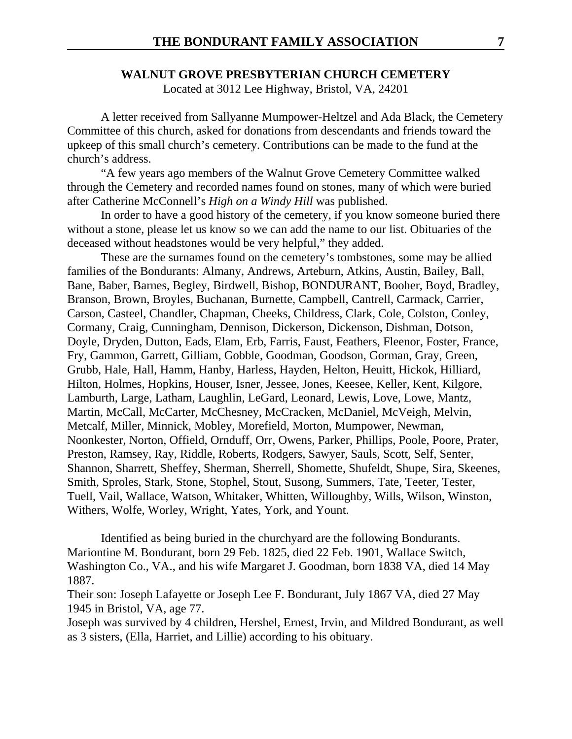## WALNUT GROVE PRESBYTERIAN CHURCH CEMETERY

Located at 3012 Lee Highway, Bristol, VA, 24201

A letter received from Sallyanne Mumpower-Heltzel and Ada Black, the Cemetery Committee of this church, asked for donations from descendants and friends toward the upkeep of this small church's cemetery. Contributions can be made to the fund at the church's address.

"A few years ago members of the Walnut Grove Cemetery Committee walked through the Cemetery and recorded names found on stones, many of which were buried after Catherine McConnell's *High on a Windy Hill* was published.

In order to have a good history of the cemetery, if you know someone buried there without a stone, please let us know so we can add the name to our list. Obituaries of the deceased without headstones would be very helpful," they added.

These are the surnames found on the cemetery's tombstones, some may be allied families of the Bondurants: Almany, Andrews, Arteburn, Atkins, Austin, Bailey, Ball, Bane, Baber, Barnes, Begley, Birdwell, Bishop, BONDURANT, Booher, Boyd, Bradley, Branson, Brown, Broyles, Buchanan, Burnette, Campbell, Cantrell, Carmack, Carrier, Carson, Casteel, Chandler, Chapman, Cheeks, Childress, Clark, Cole, Colston, Conley, Cormany, Craig, Cunningham, Dennison, Dickerson, Dickenson, Dishman, Dotson, Doyle, Dryden, Dutton, Eads, Elam, Erb, Farris, Faust, Feathers, Fleenor, Foster, France, Fry, Gammon, Garrett, Gilliam, Gobble, Goodman, Goodson, Gorman, Gray, Green, Grubb, Hale, Hall, Hamm, Hanby, Harless, Hayden, Helton, Heuitt, Hickok, Hilliard, Hilton, Holmes, Hopkins, Houser, Isner, Jessee, Jones, Keesee, Keller, Kent, Kilgore, Lamburth, Large, Latham, Laughlin, LeGard, Leonard, Lewis, Love, Lowe, Mantz, Martin, McCall, McCarter, McChesney, McCracken, McDaniel, McVeigh, Melvin, Metcalf, Miller, Minnick, Mobley, Morefield, Morton, Mumpower, Newman, Noonkester, Norton, Offield, Ornduff, Orr, Owens, Parker, Phillips, Poole, Poore, Prater, Preston, Ramsey, Ray, Riddle, Roberts, Rodgers, Sawyer, Sauls, Scott, Self, Senter, Shannon, Sharrett, Sheffey, Sherman, Sherrell, Shomette, Shufeldt, Shupe, Sira, Skeenes, Smith, Sproles, Stark, Stone, Stophel, Stout, Susong, Summers, Tate, Teeter, Tester, Tuell, Vail, Wallace, Watson, Whitaker, Whitten, Willoughby, Wills, Wilson, Winston, Withers, Wolfe, Worley, Wright, Yates, York, and Yount.

Identified as being buried in the churchyard are the following Bondurants. Mariontine M. Bondurant, born 29 Feb. 1825, died 22 Feb. 1901, Wallace Switch, Washington Co., VA., and his wife Margaret J. Goodman, born 1838 VA, died 14 May 1887.

Their son: Joseph Lafayette or Joseph Lee F. Bondurant, July 1867 VA, died 27 May 1945 in Bristol, VA, age 77.

Joseph was survived by 4 children, Hershel, Ernest, Irvin, and Mildred Bondurant, as well as 3 sisters, (Ella, Harriet, and Lillie) according to his obituary.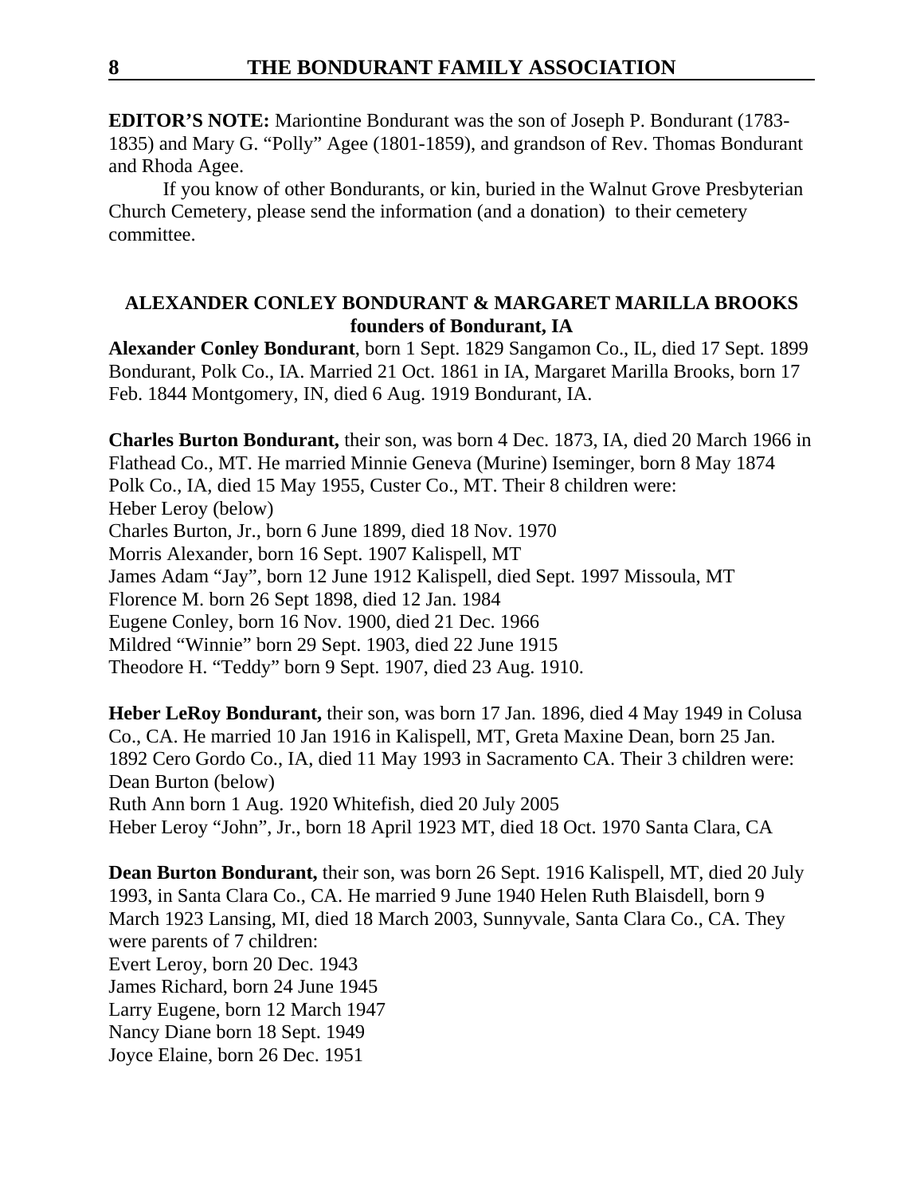**EDITOR'S NOTE:** Mariontine Bondurant was the son of Joseph P. Bondurant (1783-1835) and Mary G. "Polly" Agee (1801-1859), and grandson of Rev. Thomas Bondurant and Rhoda Agee.

If you know of other Bondurants, or kin, buried in the Walnut Grove Presbyterian Church Cemetery, please send the information (and a donation) to their cemetery committee.

## ALEXANDER CONLEY BONDURANT & MARGARET MARILLA BROOKS founders of Bondurant, IA

**Alexander Conley Bondurant**, born 1 Sept. 1829 Sangamon Co., IL, died 17 Sept. 1899 Bondurant, Polk Co., IA. Married 21 Oct. 1861 in IA, Margaret Marilla Brooks, born 17 Feb. 1844 Montgomery, IN, died 6 Aug. 1919 Bondurant, IA.

**Charles Burton Bondurant,** their son, was born 4 Dec. 1873, IA, died 20 March 1966 in Flathead Co., MT. He married Minnie Geneva (Murine) Iseminger, born 8 May 1874 Polk Co., IA, died 15 May 1955, Custer Co., MT. Their 8 children were:
Heber Leroy (below)
Charles Burton, Jr., born 6 June 1899, died 18 Nov. 1970
Morris Alexander, born 16 Sept. 1907 Kalispell, MT
James Adam "Jay", born 12 June 1912 Kalispell, died Sept. 1997 Missoula, MT
Florence M. born 26 Sept 1898, died 12 Jan. 1984
Eugene Conley, born 16 Nov. 1900, died 21 Dec. 1966
Mildred "Winnie" born 29 Sept. 1903, died 22 June 1915
Theodore H. "Teddy" born 9 Sept. 1907, died 23 Aug. 1910.

**Heber LeRoy Bondurant,** their son, was born 17 Jan. 1896, died 4 May 1949 in Colusa Co., CA. He married 10 Jan 1916 in Kalispell, MT, Greta Maxine Dean, born 25 Jan. 1892 Cero Gordo Co., IA, died 11 May 1993 in Sacramento CA. Their 3 children were:
Dean Burton (below)
Ruth Ann born 1 Aug. 1920 Whitefish, died 20 July 2005
Heber Leroy "John", Jr., born 18 April 1923 MT, died 18 Oct. 1970 Santa Clara, CA

**Dean Burton Bondurant,** their son, was born 26 Sept. 1916 Kalispell, MT, died 20 July 1993, in Santa Clara Co., CA. He married 9 June 1940 Helen Ruth Blaisdell, born 9 March 1923 Lansing, MI, died 18 March 2003, Sunnyvale, Santa Clara Co., CA. They were parents of 7 children:
Evert Leroy, born 20 Dec. 1943
James Richard, born 24 June 1945
Larry Eugene, born 12 March 1947
Nancy Diane born 18 Sept. 1949
Joyce Elaine, born 26 Dec. 1951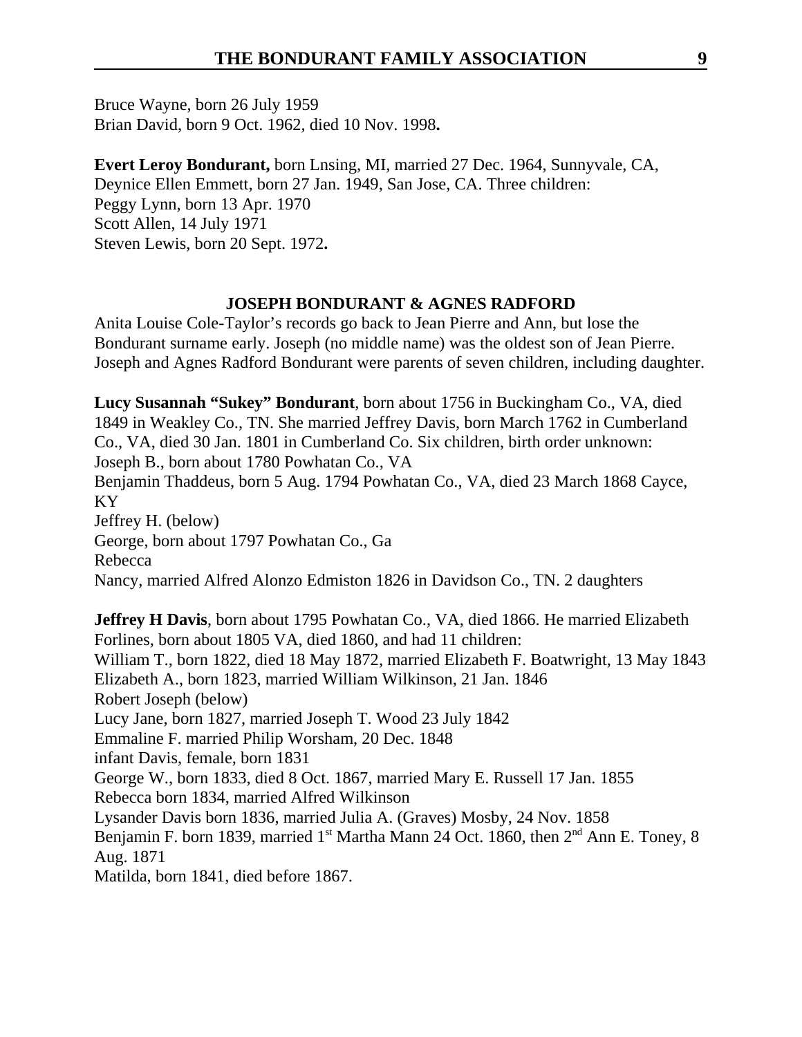Bruce Wayne, born 26 July 1959
Brian David, born 9 Oct. 1962, died 10 Nov. 1998**.**

**Evert Leroy Bondurant,** born Lnsing, MI, married 27 Dec. 1964, Sunnyvale, CA, Deynice Ellen Emmett, born 27 Jan. 1949, San Jose, CA. Three children:
Peggy Lynn, born 13 Apr. 1970
Scott Allen, 14 July 1971
Steven Lewis, born 20 Sept. 1972**.**

**JOSEPH BONDURANT & AGNES RADFORD**

Anita Louise Cole-Taylor's records go back to Jean Pierre and Ann, but lose the Bondurant surname early. Joseph (no middle name) was the oldest son of Jean Pierre. Joseph and Agnes Radford Bondurant were parents of seven children, including daughter.

**Lucy Susannah "Sukey" Bondurant**, born about 1756 in Buckingham Co., VA, died 1849 in Weakley Co., TN. She married Jeffrey Davis, born March 1762 in Cumberland Co., VA, died 30 Jan. 1801 in Cumberland Co. Six children, birth order unknown:
Joseph B., born about 1780 Powhatan Co., VA
Benjamin Thaddeus, born 5 Aug. 1794 Powhatan Co., VA, died 23 March 1868 Cayce, KY
Jeffrey H. (below)
George, born about 1797 Powhatan Co., Ga
Rebecca
Nancy, married Alfred Alonzo Edmiston 1826 in Davidson Co., TN. 2 daughters

**Jeffrey H Davis**, born about 1795 Powhatan Co., VA, died 1866. He married Elizabeth Forlines, born about 1805 VA, died 1860, and had 11 children:
William T., born 1822, died 18 May 1872, married Elizabeth F. Boatwright, 13 May 1843
Elizabeth A., born 1823, married William Wilkinson, 21 Jan. 1846
Robert Joseph (below)
Lucy Jane, born 1827, married Joseph T. Wood 23 July 1842
Emmaline F. married Philip Worsham, 20 Dec. 1848
infant Davis, female, born 1831
George W., born 1833, died 8 Oct. 1867, married Mary E. Russell 17 Jan. 1855
Rebecca born 1834, married Alfred Wilkinson
Lysander Davis born 1836, married Julia A. (Graves) Mosby, 24 Nov. 1858
Benjamin F. born 1839, married 1st Martha Mann 24 Oct. 1860, then 2nd Ann E. Toney, 8 Aug. 1871
Matilda, born 1841, died before 1867.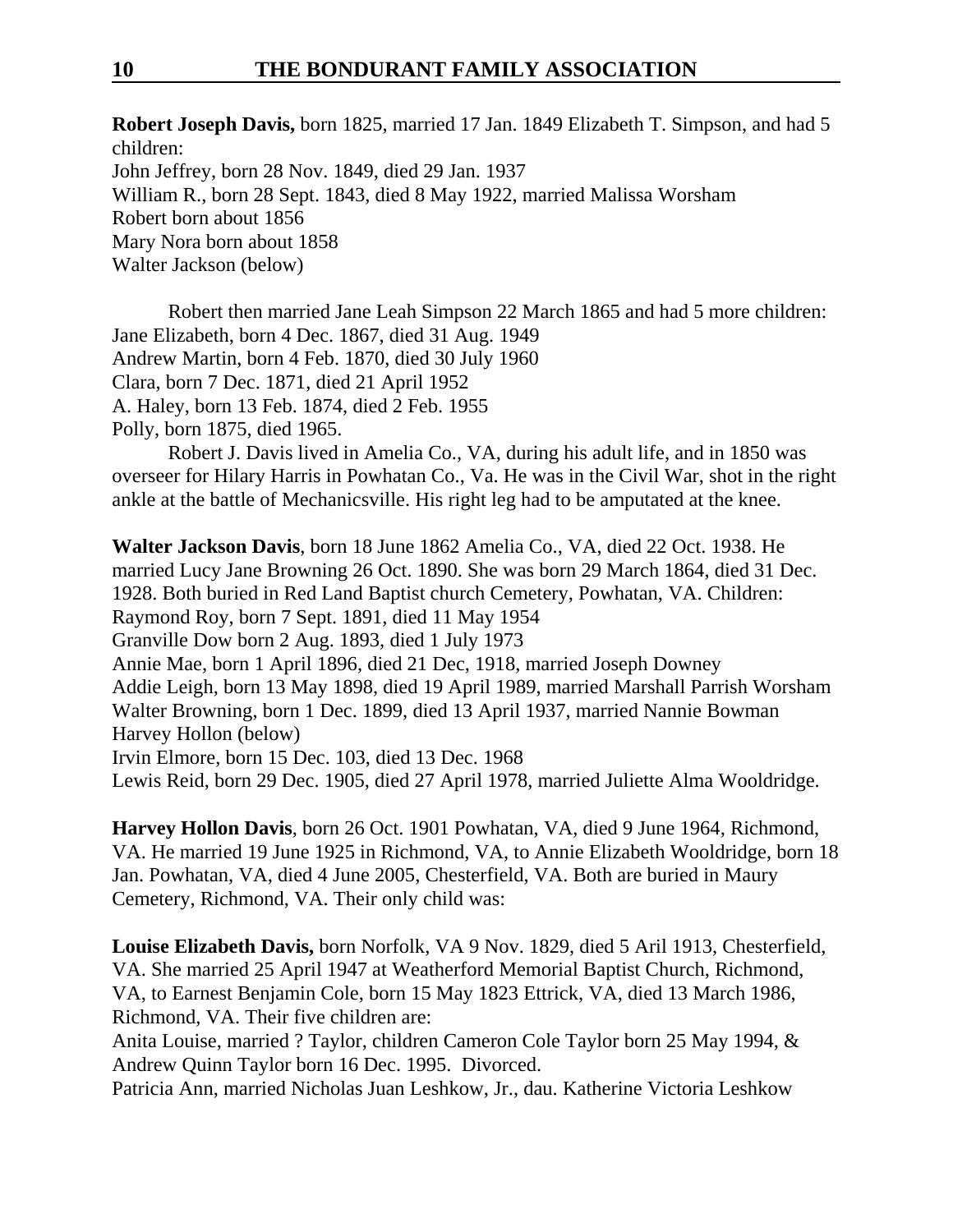**Robert Joseph Davis,** born 1825, married 17 Jan. 1849 Elizabeth T. Simpson, and had 5 children:
John Jeffrey, born 28 Nov. 1849, died 29 Jan. 1937
William R., born 28 Sept. 1843, died 8 May 1922, married Malissa Worsham
Robert born about 1856
Mary Nora born about 1858
Walter Jackson (below)

Robert then married Jane Leah Simpson 22 March 1865 and had 5 more children:
Jane Elizabeth, born 4 Dec. 1867, died 31 Aug. 1949
Andrew Martin, born 4 Feb. 1870, died 30 July 1960
Clara, born 7 Dec. 1871, died 21 April 1952
A. Haley, born 13 Feb. 1874, died 2 Feb. 1955
Polly, born 1875, died 1965.

Robert J. Davis lived in Amelia Co., VA, during his adult life, and in 1850 was overseer for Hilary Harris in Powhatan Co., Va. He was in the Civil War, shot in the right ankle at the battle of Mechanicsville. His right leg had to be amputated at the knee.

**Walter Jackson Davis**, born 18 June 1862 Amelia Co., VA, died 22 Oct. 1938. He married Lucy Jane Browning 26 Oct. 1890. She was born 29 March 1864, died 31 Dec. 1928. Both buried in Red Land Baptist church Cemetery, Powhatan, VA. Children:
Raymond Roy, born 7 Sept. 1891, died 11 May 1954
Granville Dow born 2 Aug. 1893, died 1 July 1973
Annie Mae, born 1 April 1896, died 21 Dec, 1918, married Joseph Downey
Addie Leigh, born 13 May 1898, died 19 April 1989, married Marshall Parrish Worsham
Walter Browning, born 1 Dec. 1899, died 13 April 1937, married Nannie Bowman
Harvey Hollon (below)
Irvin Elmore, born 15 Dec. 103, died 13 Dec. 1968
Lewis Reid, born 29 Dec. 1905, died 27 April 1978, married Juliette Alma Wooldridge.

**Harvey Hollon Davis**, born 26 Oct. 1901 Powhatan, VA, died 9 June 1964, Richmond, VA. He married 19 June 1925 in Richmond, VA, to Annie Elizabeth Wooldridge, born 18 Jan. Powhatan, VA, died 4 June 2005, Chesterfield, VA. Both are buried in Maury Cemetery, Richmond, VA. Their only child was:

**Louise Elizabeth Davis,** born Norfolk, VA 9 Nov. 1829, died 5 Aril 1913, Chesterfield, VA. She married 25 April 1947 at Weatherford Memorial Baptist Church, Richmond, VA, to Earnest Benjamin Cole, born 15 May 1823 Ettrick, VA, died 13 March 1986, Richmond, VA. Their five children are:
Anita Louise, married ? Taylor, children Cameron Cole Taylor born 25 May 1994, & Andrew Quinn Taylor born 16 Dec. 1995. Divorced.
Patricia Ann, married Nicholas Juan Leshkow, Jr., dau. Katherine Victoria Leshkow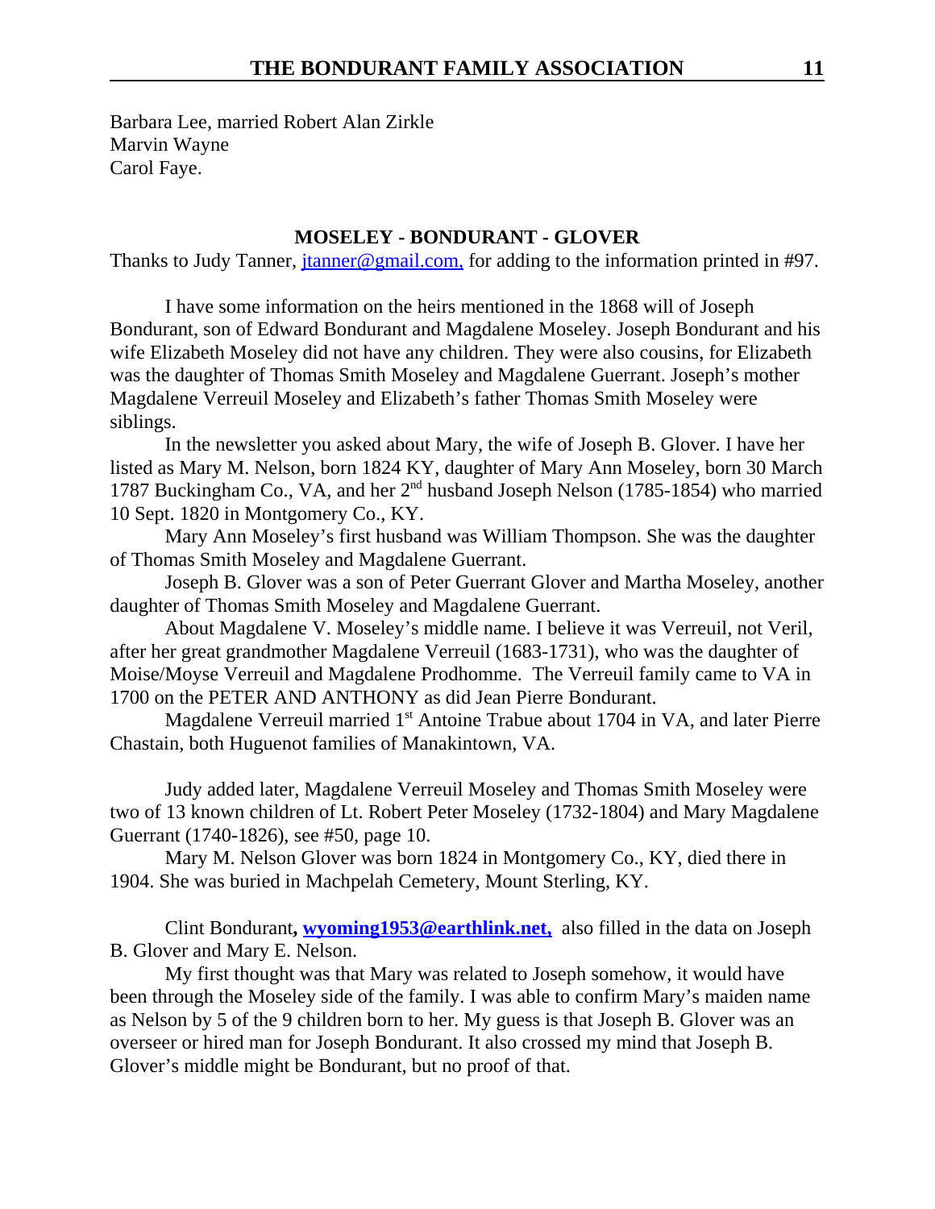Barbara Lee, married Robert Alan Zirkle
Marvin Wayne
Carol Faye.

### MOSELEY - BONDURANT - GLOVER

Thanks to Judy Tanner, jtanner@gmail.com, for adding to the information printed in #97.

I have some information on the heirs mentioned in the 1868 will of Joseph Bondurant, son of Edward Bondurant and Magdalene Moseley. Joseph Bondurant and his wife Elizabeth Moseley did not have any children. They were also cousins, for Elizabeth was the daughter of Thomas Smith Moseley and Magdalene Guerrant. Joseph's mother Magdalene Verreuil Moseley and Elizabeth's father Thomas Smith Moseley were siblings.

In the newsletter you asked about Mary, the wife of Joseph B. Glover. I have her listed as Mary M. Nelson, born 1824 KY, daughter of Mary Ann Moseley, born 30 March 1787 Buckingham Co., VA, and her 2nd husband Joseph Nelson (1785-1854) who married 10 Sept. 1820 in Montgomery Co., KY.

Mary Ann Moseley's first husband was William Thompson. She was the daughter of Thomas Smith Moseley and Magdalene Guerrant.

Joseph B. Glover was a son of Peter Guerrant Glover and Martha Moseley, another daughter of Thomas Smith Moseley and Magdalene Guerrant.

About Magdalene V. Moseley's middle name. I believe it was Verreuil, not Veril, after her great grandmother Magdalene Verreuil (1683-1731), who was the daughter of Moise/Moyse Verreuil and Magdalene Prodhomme. The Verreuil family came to VA in 1700 on the PETER AND ANTHONY as did Jean Pierre Bondurant.

Magdalene Verreuil married 1st Antoine Trabue about 1704 in VA, and later Pierre Chastain, both Huguenot families of Manakintown, VA.

Judy added later, Magdalene Verreuil Moseley and Thomas Smith Moseley were two of 13 known children of Lt. Robert Peter Moseley (1732-1804) and Mary Magdalene Guerrant (1740-1826), see #50, page 10.

Mary M. Nelson Glover was born 1824 in Montgomery Co., KY, died there in 1904. She was buried in Machpelah Cemetery, Mount Sterling, KY.

Clint Bondurant**, wyoming1953@earthlink.net,** also filled in the data on Joseph B. Glover and Mary E. Nelson.

My first thought was that Mary was related to Joseph somehow, it would have been through the Moseley side of the family. I was able to confirm Mary's maiden name as Nelson by 5 of the 9 children born to her. My guess is that Joseph B. Glover was an overseer or hired man for Joseph Bondurant. It also crossed my mind that Joseph B. Glover's middle might be Bondurant, but no proof of that.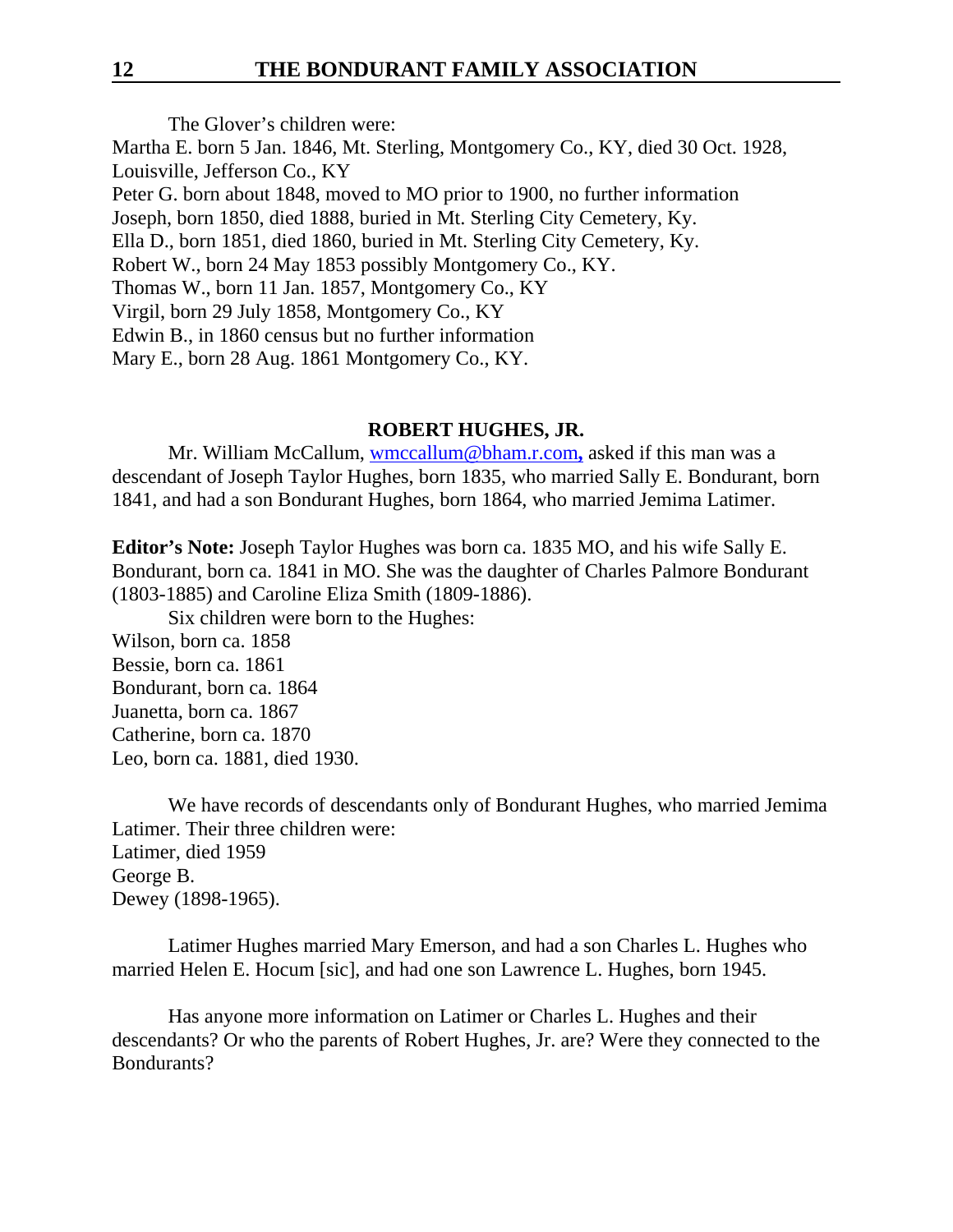The Glover's children were:

Martha E. born 5 Jan. 1846, Mt. Sterling, Montgomery Co., KY, died 30 Oct. 1928, Louisville, Jefferson Co., KY
Peter G. born about 1848, moved to MO prior to 1900, no further information
Joseph, born 1850, died 1888, buried in Mt. Sterling City Cemetery, Ky.
Ella D., born 1851, died 1860, buried in Mt. Sterling City Cemetery, Ky.
Robert W., born 24 May 1853 possibly Montgomery Co., KY.
Thomas W., born 11 Jan. 1857, Montgomery Co., KY
Virgil, born 29 July 1858, Montgomery Co., KY
Edwin B., in 1860 census but no further information
Mary E., born 28 Aug. 1861 Montgomery Co., KY.

## ROBERT HUGHES, JR.

Mr. William McCallum, wmccallum@bham.r.com, asked if this man was a descendant of Joseph Taylor Hughes, born 1835, who married Sally E. Bondurant, born 1841, and had a son Bondurant Hughes, born 1864, who married Jemima Latimer.

**Editor's Note:** Joseph Taylor Hughes was born ca. 1835 MO, and his wife Sally E. Bondurant, born ca. 1841 in MO. She was the daughter of Charles Palmore Bondurant (1803-1885) and Caroline Eliza Smith (1809-1886).

Six children were born to the Hughes:

Wilson, born ca. 1858
Bessie, born ca. 1861
Bondurant, born ca. 1864
Juanetta, born ca. 1867
Catherine, born ca. 1870
Leo, born ca. 1881, died 1930.

We have records of descendants only of Bondurant Hughes, who married Jemima Latimer. Their three children were:

Latimer, died 1959
George B.
Dewey (1898-1965).

Latimer Hughes married Mary Emerson, and had a son Charles L. Hughes who married Helen E. Hocum [sic], and had one son Lawrence L. Hughes, born 1945.

Has anyone more information on Latimer or Charles L. Hughes and their descendants? Or who the parents of Robert Hughes, Jr. are? Were they connected to the Bondurants?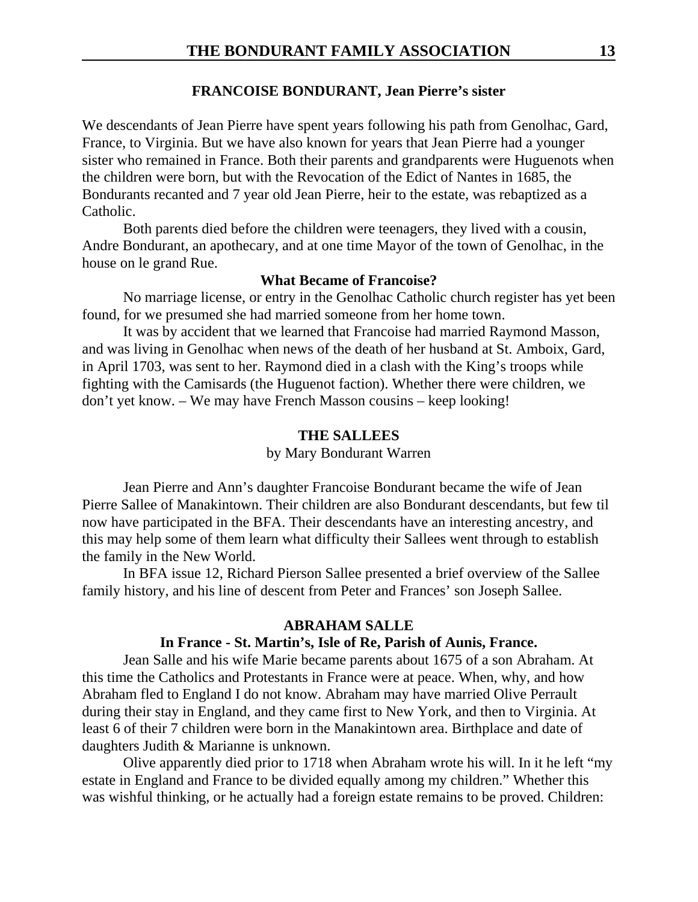## FRANCOISE BONDURANT, Jean Pierre's sister

We descendants of Jean Pierre have spent years following his path from Genolhac, Gard, France, to Virginia. But we have also known for years that Jean Pierre had a younger sister who remained in France. Both their parents and grandparents were Huguenots when the children were born, but with the Revocation of the Edict of Nantes in 1685, the Bondurants recanted and 7 year old Jean Pierre, heir to the estate, was rebaptized as a Catholic.

Both parents died before the children were teenagers, they lived with a cousin, Andre Bondurant, an apothecary, and at one time Mayor of the town of Genolhac, in the house on le grand Rue.

### What Became of Francoise?

No marriage license, or entry in the Genolhac Catholic church register has yet been found, for we presumed she had married someone from her home town.

It was by accident that we learned that Francoise had married Raymond Masson, and was living in Genolhac when news of the death of her husband at St. Amboix, Gard, in April 1703, was sent to her. Raymond died in a clash with the King's troops while fighting with the Camisards (the Huguenot faction). Whether there were children, we don't yet know. – We may have French Masson cousins – keep looking!

## THE SALLEES

by Mary Bondurant Warren

Jean Pierre and Ann's daughter Francoise Bondurant became the wife of Jean Pierre Sallee of Manakintown. Their children are also Bondurant descendants, but few til now have participated in the BFA. Their descendants have an interesting ancestry, and this may help some of them learn what difficulty their Sallees went through to establish the family in the New World.

In BFA issue 12, Richard Pierson Sallee presented a brief overview of the Sallee family history, and his line of descent from Peter and Frances' son Joseph Sallee.

### ABRAHAM SALLE

### In France - St. Martin's, Isle of Re, Parish of Aunis, France.

Jean Salle and his wife Marie became parents about 1675 of a son Abraham. At this time the Catholics and Protestants in France were at peace. When, why, and how Abraham fled to England I do not know. Abraham may have married Olive Perrault during their stay in England, and they came first to New York, and then to Virginia. At least 6 of their 7 children were born in the Manakintown area. Birthplace and date of daughters Judith & Marianne is unknown.

Olive apparently died prior to 1718 when Abraham wrote his will. In it he left "my estate in England and France to be divided equally among my children." Whether this was wishful thinking, or he actually had a foreign estate remains to be proved. Children: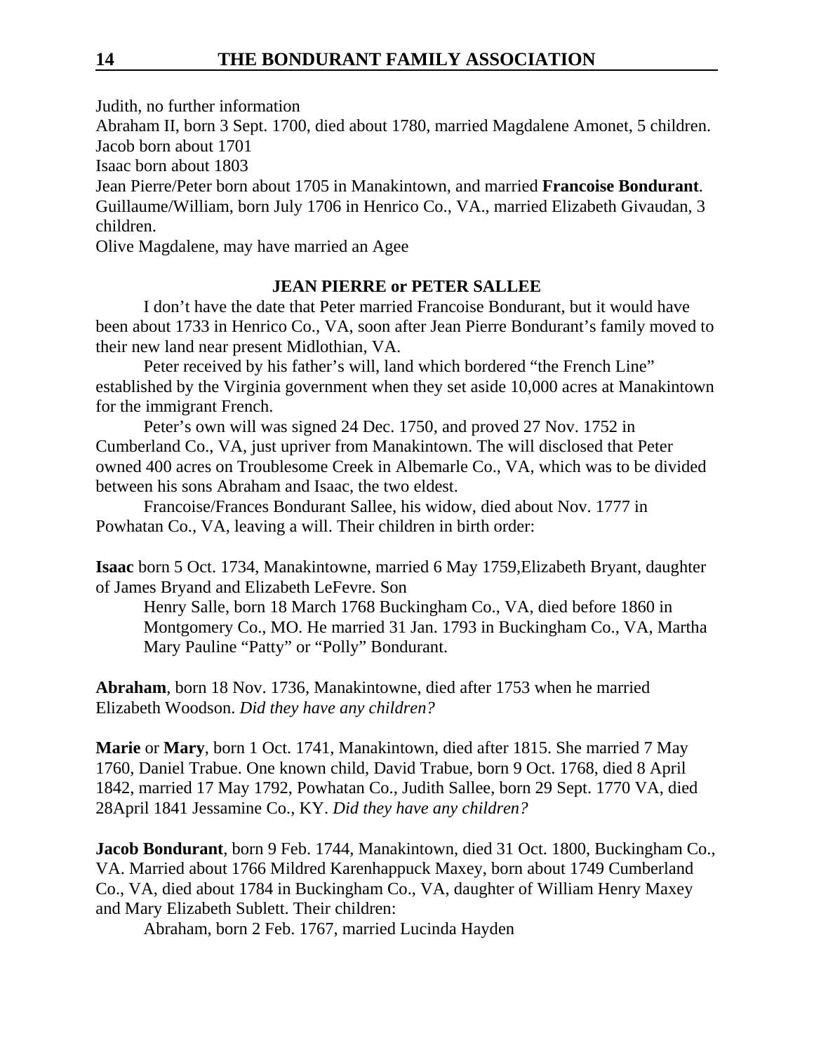Judith, no further information

Abraham II, born 3 Sept. 1700, died about 1780, married Magdalene Amonet, 5 children.

Jacob born about 1701

Isaac born about 1803

Jean Pierre/Peter born about 1705 in Manakintown, and married **Francoise Bondurant**.

Guillaume/William, born July 1706 in Henrico Co., VA., married Elizabeth Givaudan, 3 children.

Olive Magdalene, may have married an Agee

### JEAN PIERRE or PETER SALLEE

I don't have the date that Peter married Francoise Bondurant, but it would have been about 1733 in Henrico Co., VA, soon after Jean Pierre Bondurant's family moved to their new land near present Midlothian, VA.

Peter received by his father's will, land which bordered "the French Line" established by the Virginia government when they set aside 10,000 acres at Manakintown for the immigrant French.

Peter's own will was signed 24 Dec. 1750, and proved 27 Nov. 1752 in Cumberland Co., VA, just upriver from Manakintown. The will disclosed that Peter owned 400 acres on Troublesome Creek in Albemarle Co., VA, which was to be divided between his sons Abraham and Isaac, the two eldest.

Francoise/Frances Bondurant Sallee, his widow, died about Nov. 1777 in Powhatan Co., VA, leaving a will. Their children in birth order:

**Isaac** born 5 Oct. 1734, Manakintowne, married 6 May 1759,Elizabeth Bryant, daughter of James Bryand and Elizabeth LeFevre. Son

Henry Salle, born 18 March 1768 Buckingham Co., VA, died before 1860 in Montgomery Co., MO. He married 31 Jan. 1793 in Buckingham Co., VA, Martha Mary Pauline "Patty" or "Polly" Bondurant.

**Abraham**, born 18 Nov. 1736, Manakintowne, died after 1753 when he married Elizabeth Woodson. *Did they have any children?*

**Marie** or **Mary**, born 1 Oct. 1741, Manakintown, died after 1815. She married 7 May 1760, Daniel Trabue. One known child, David Trabue, born 9 Oct. 1768, died 8 April 1842, married 17 May 1792, Powhatan Co., Judith Sallee, born 29 Sept. 1770 VA, died 28April 1841 Jessamine Co., KY. *Did they have any children?*

**Jacob Bondurant**, born 9 Feb. 1744, Manakintown, died 31 Oct. 1800, Buckingham Co., VA. Married about 1766 Mildred Karenhappuck Maxey, born about 1749 Cumberland Co., VA, died about 1784 in Buckingham Co., VA, daughter of William Henry Maxey and Mary Elizabeth Sublett. Their children:

Abraham, born 2 Feb. 1767, married Lucinda Hayden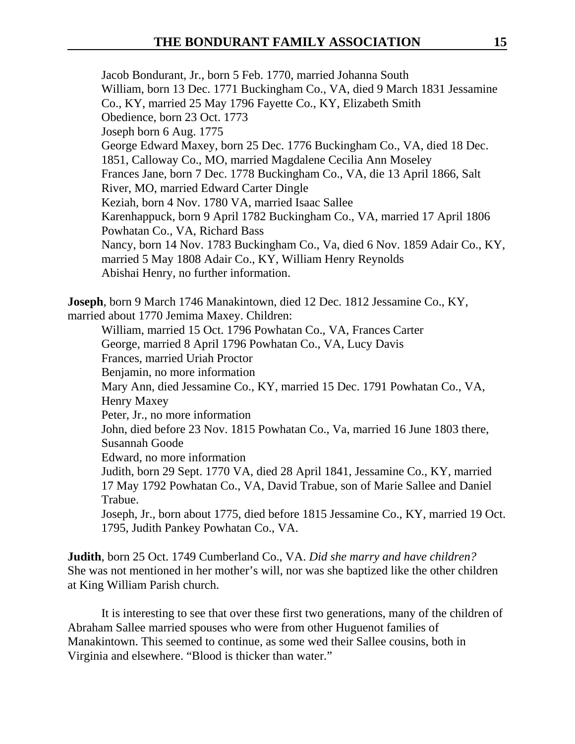Jacob Bondurant, Jr., born 5 Feb. 1770, married Johanna South
William, born 13 Dec. 1771 Buckingham Co., VA, died 9 March 1831 Jessamine Co., KY, married 25 May 1796 Fayette Co., KY, Elizabeth Smith
Obedience, born 23 Oct. 1773
Joseph born 6 Aug. 1775
George Edward Maxey, born 25 Dec. 1776 Buckingham Co., VA, died 18 Dec. 1851, Calloway Co., MO, married Magdalene Cecilia Ann Moseley
Frances Jane, born 7 Dec. 1778 Buckingham Co., VA, die 13 April 1866, Salt River, MO, married Edward Carter Dingle
Keziah, born 4 Nov. 1780 VA, married Isaac Sallee
Karenhappuck, born 9 April 1782 Buckingham Co., VA, married 17 April 1806 Powhatan Co., VA, Richard Bass
Nancy, born 14 Nov. 1783 Buckingham Co., Va, died 6 Nov. 1859 Adair Co., KY, married 5 May 1808 Adair Co., KY, William Henry Reynolds
Abishai Henry, no further information.

**Joseph**, born 9 March 1746 Manakintown, died 12 Dec. 1812 Jessamine Co., KY, married about 1770 Jemima Maxey. Children:

William, married 15 Oct. 1796 Powhatan Co., VA, Frances Carter
George, married 8 April 1796 Powhatan Co., VA, Lucy Davis
Frances, married Uriah Proctor
Benjamin, no more information
Mary Ann, died Jessamine Co., KY, married 15 Dec. 1791 Powhatan Co., VA, Henry Maxey
Peter, Jr., no more information
John, died before 23 Nov. 1815 Powhatan Co., Va, married 16 June 1803 there, Susannah Goode
Edward, no more information
Judith, born 29 Sept. 1770 VA, died 28 April 1841, Jessamine Co., KY, married 17 May 1792 Powhatan Co., VA, David Trabue, son of Marie Sallee and Daniel Trabue.
Joseph, Jr., born about 1775, died before 1815 Jessamine Co., KY, married 19 Oct. 1795, Judith Pankey Powhatan Co., VA.

**Judith**, born 25 Oct. 1749 Cumberland Co., VA. *Did she marry and have children?* She was not mentioned in her mother's will, nor was she baptized like the other children at King William Parish church.

It is interesting to see that over these first two generations, many of the children of Abraham Sallee married spouses who were from other Huguenot families of Manakintown. This seemed to continue, as some wed their Sallee cousins, both in Virginia and elsewhere. "Blood is thicker than water."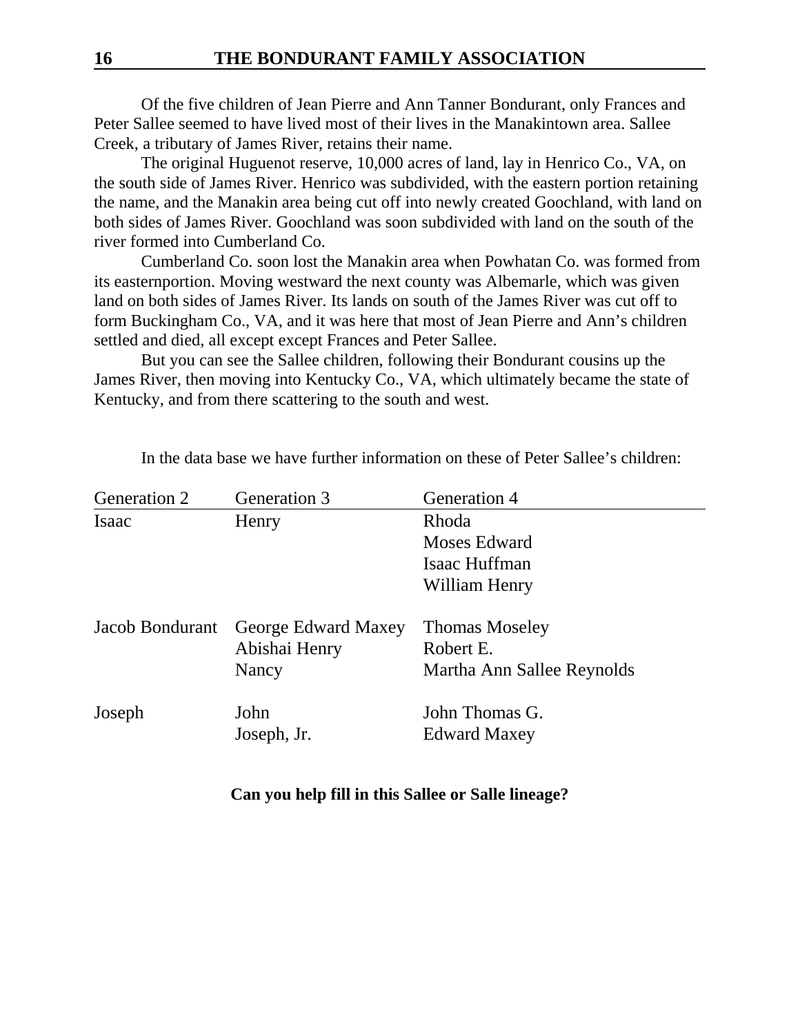Of the five children of Jean Pierre and Ann Tanner Bondurant, only Frances and Peter Sallee seemed to have lived most of their lives in the Manakintown area. Sallee Creek, a tributary of James River, retains their name.

The original Huguenot reserve, 10,000 acres of land, lay in Henrico Co., VA, on the south side of James River. Henrico was subdivided, with the eastern portion retaining the name, and the Manakin area being cut off into newly created Goochland, with land on both sides of James River. Goochland was soon subdivided with land on the south of the river formed into Cumberland Co.

Cumberland Co. soon lost the Manakin area when Powhatan Co. was formed from its easternportion. Moving westward the next county was Albemarle, which was given land on both sides of James River. Its lands on south of the James River was cut off to form Buckingham Co., VA, and it was here that most of Jean Pierre and Ann's children settled and died, all except except Frances and Peter Sallee.

But you can see the Sallee children, following their Bondurant cousins up the James River, then moving into Kentucky Co., VA, which ultimately became the state of Kentucky, and from there scattering to the south and west.

In the data base we have further information on these of Peter Sallee's children:

| Generation 2 | Generation 3 | Generation 4 |
|---|---|---|
| Isaac | Henry | Rhoda |
| | | Moses Edward |
| | | Isaac Huffman |
| | | William Henry |
| Jacob Bondurant | George Edward Maxey | Thomas Moseley |
| | Abishai Henry | Robert E. |
| | Nancy | Martha Ann Sallee Reynolds |
| Joseph | John | John Thomas G. |
| | Joseph, Jr. | Edward Maxey |

**Can you help fill in this Sallee or Salle lineage?**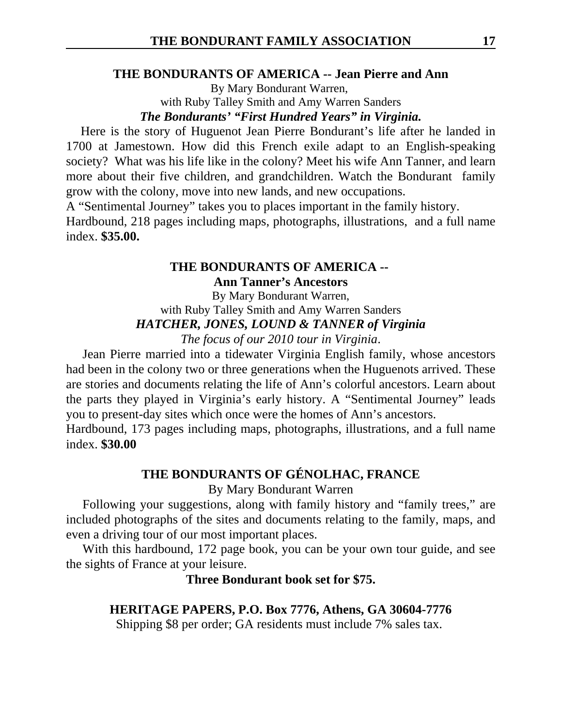## THE BONDURANTS OF AMERICA -- Jean Pierre and Ann

By Mary Bondurant Warren,
with Ruby Talley Smith and Amy Warren Sanders

***The Bondurants' "First Hundred Years" in Virginia.***

Here is the story of Huguenot Jean Pierre Bondurant's life after he landed in 1700 at Jamestown. How did this French exile adapt to an English-speaking society? What was his life like in the colony? Meet his wife Ann Tanner, and learn more about their five children, and grandchildren. Watch the Bondurant family grow with the colony, move into new lands, and new occupations.

A "Sentimental Journey" takes you to places important in the family history.

Hardbound, 218 pages including maps, photographs, illustrations, and a full name index. **$35.00.**

## THE BONDURANTS OF AMERICA -- Ann Tanner's Ancestors

By Mary Bondurant Warren,
with Ruby Talley Smith and Amy Warren Sanders

***HATCHER, JONES, LOUND & TANNER of Virginia***

*The focus of our 2010 tour in Virginia*.

Jean Pierre married into a tidewater Virginia English family, whose ancestors had been in the colony two or three generations when the Huguenots arrived. These are stories and documents relating the life of Ann's colorful ancestors. Learn about the parts they played in Virginia's early history. A "Sentimental Journey" leads you to present-day sites which once were the homes of Ann's ancestors.

Hardbound, 173 pages including maps, photographs, illustrations, and a full name index. **$30.00**

## THE BONDURANTS OF GÉNOLHAC, FRANCE

By Mary Bondurant Warren

Following your suggestions, along with family history and "family trees," are included photographs of the sites and documents relating to the family, maps, and even a driving tour of our most important places.

With this hardbound, 172 page book, you can be your own tour guide, and see the sights of France at your leisure.

**Three Bondurant book set for $75.**

**HERITAGE PAPERS, P.O. Box 7776, Athens, GA 30604-7776**

Shipping $8 per order; GA residents must include 7% sales tax.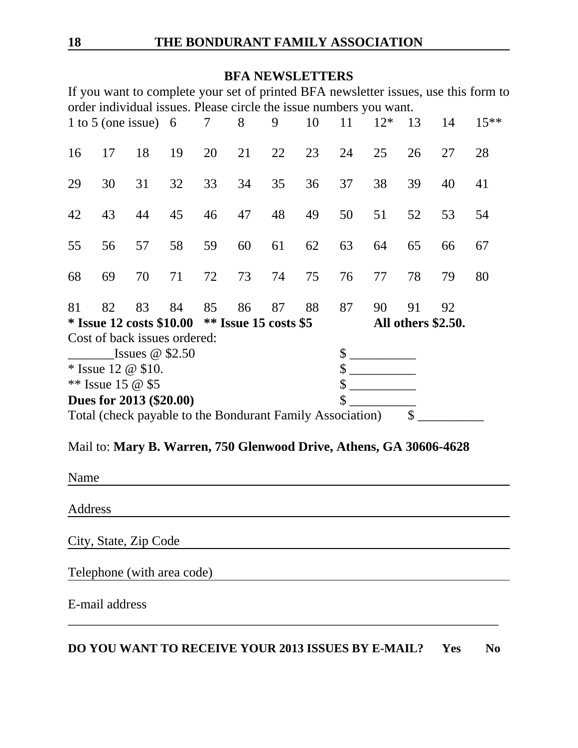## BFA NEWSLETTERS

If you want to complete your set of printed BFA newsletter issues, use this form to order individual issues. Please circle the issue numbers you want.

| | | | | | | | | | | | | |
|---|---|---|---|---|---|---|---|---|---|---|---|---|
| 1 to 5 (one issue) | | 6 | 7 | 8 | 9 | 10 | 11 | 12* | 13 | 14 | 15** | |
| 16 | 17 | 18 | 19 | 20 | 21 | 22 | 23 | 24 | 25 | 26 | 27 | 28 |
| 29 | 30 | 31 | 32 | 33 | 34 | 35 | 36 | 37 | 38 | 39 | 40 | 41 |
| 42 | 43 | 44 | 45 | 46 | 47 | 48 | 49 | 50 | 51 | 52 | 53 | 54 |
| 55 | 56 | 57 | 58 | 59 | 60 | 61 | 62 | 63 | 64 | 65 | 66 | 67 |
| 68 | 69 | 70 | 71 | 72 | 73 | 74 | 75 | 76 | 77 | 78 | 79 | 80 |
| 81 | 82 | 83 | 84 | 85 | 86 | 87 | 88 | 87 | 90 | 91 | 92 | |

**\* Issue 12 costs $10.00 \*\* Issue 15 costs $5 All others $2.50.**

Cost of back issues ordered:

_______Issues @ $2.50 $ __________

* Issue 12 @ $10. $ __________

** Issue 15 @ $5 $ __________

**Dues for 2013 ($20.00)** $ __________

Total (check payable to the Bondurant Family Association) $ __________

Mail to: **Mary B. Warren, 750 Glenwood Drive, Athens, GA 30606-4628**

Name ____________________________________________

Address ____________________________________________

City, State, Zip Code ____________________________________________

Telephone (with area code) ____________________________________________

E-mail address

____________________________________________

**DO YOU WANT TO RECEIVE YOUR 2013 ISSUES BY E-MAIL? Yes No**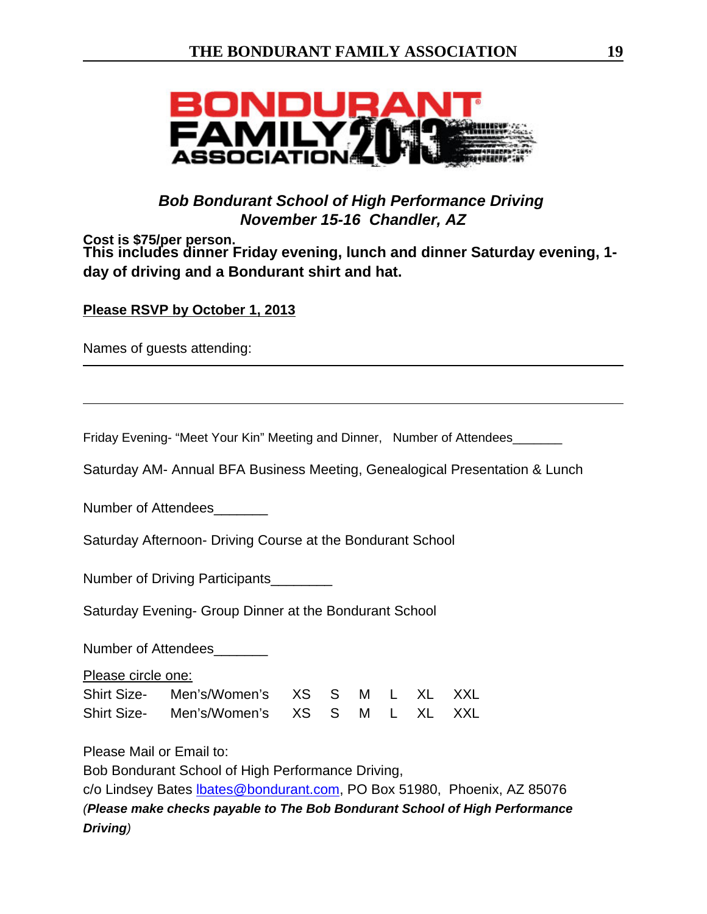## *Bob Bondurant School of High Performance Driving*
## *November 15-16 Chandler, AZ*

**Cost is $75/per person.**
**This includes dinner Friday evening, lunch and dinner Saturday evening, 1-day of driving and a Bondurant shirt and hat.**

**<u>Please RSVP by October 1, 2013</u>**

Names of guests attending:

______________________________________________________________

______________________________________________________________

Friday Evening- "Meet Your Kin" Meeting and Dinner, Number of Attendees_______

Saturday AM- Annual BFA Business Meeting, Genealogical Presentation & Lunch

Number of Attendees_______

Saturday Afternoon- Driving Course at the Bondurant School

Number of Driving Participants________

Saturday Evening- Group Dinner at the Bondurant School

Number of Attendees_______

<u>Please circle one:</u>

| | | | | | | | |
|---|---|---|---|---|---|---|---|
| Shirt Size- | Men's/Women's | XS | S | M | L | XL | XXL |
| Shirt Size- | Men's/Women's | XS | S | M | L | XL | XXL |

Please Mail or Email to:
Bob Bondurant School of High Performance Driving,
c/o Lindsey Bates lbates@bondurant.com, PO Box 51980, Phoenix, AZ 85076
(***Please make checks payable to The Bob Bondurant School of High Performance Driving***)